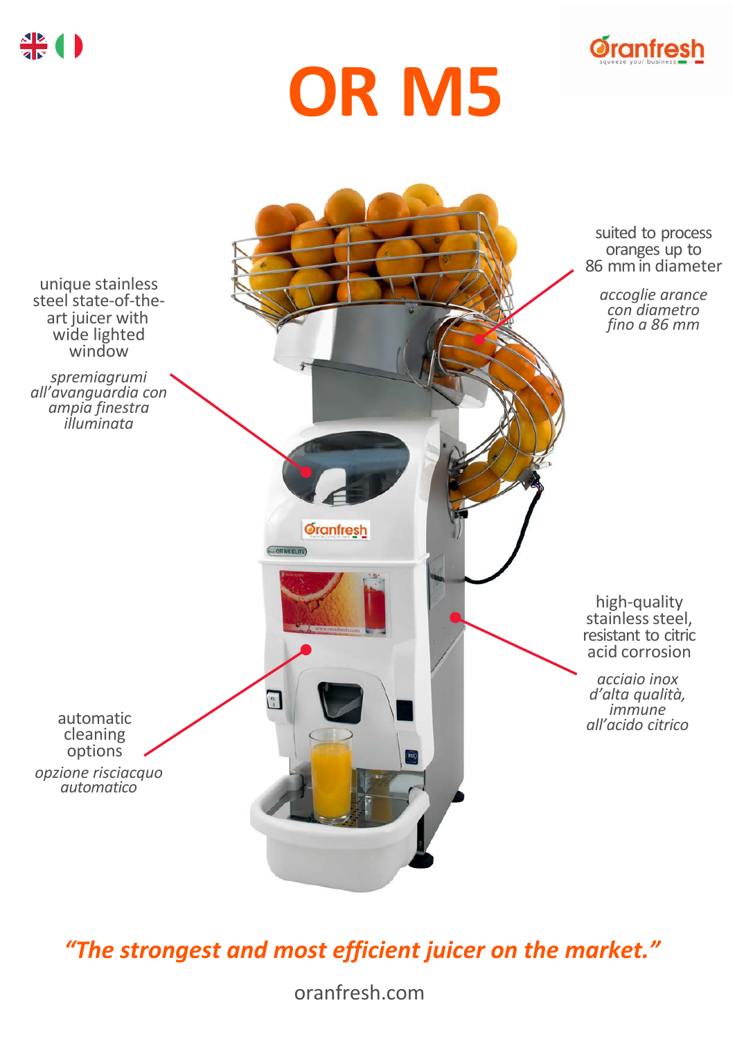# OR M5

unique stainless steel state-of-the-art juicer with wide lighted window

*spremiagrumi all'avanguardia con ampia finestra illuminata*

suited to process oranges up to 86 mm in diameter

*accoglie arance con diametro fino a 86 mm*

high-quality stainless steel, resistant to citric acid corrosion

*acciaio inox d'alta qualità, immune all'acido citrico*

automatic cleaning options

*opzione risciacquo automatico*

***"The strongest and most efficient juicer on the market."***

oranfresh.com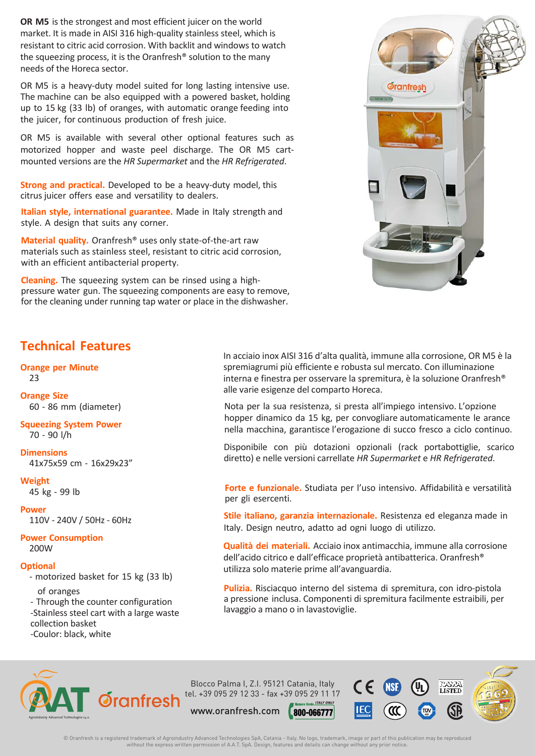**OR M5** is the strongest and most efficient juicer on the world market. It is made in AISI 316 high-quality stainless steel, which is resistant to citric acid corrosion. With backlit and windows to watch the squeezing process, it is the Oranfresh® solution to the many needs of the Horeca sector.

OR M5 is a heavy-duty model suited for long lasting intensive use. The machine can be also equipped with a powered basket, holding up to 15 kg (33 lb) of oranges, with automatic orange feeding into the juicer, for continuous production of fresh juice.

OR M5 is available with several other optional features such as motorized hopper and waste peel discharge. The OR M5 cart-mounted versions are the *HR Supermarket* and the *HR Refrigerated*.

**Strong and practical.** Developed to be a heavy-duty model, this citrus juicer offers ease and versatility to dealers.

**Italian style, international guarantee.** Made in Italy strength and style. A design that suits any corner.

**Material quality.** Oranfresh® uses only state-of-the-art raw materials such as stainless steel, resistant to citric acid corrosion, with an efficient antibacterial property.

**Cleaning.** The squeezing system can be rinsed using a high-pressure water gun. The squeezing components are easy to remove, for the cleaning under running tap water or place in the dishwasher.

## Technical Features

**Orange per Minute**
23

**Orange Size**
60 - 86 mm (diameter)

**Squeezing System Power**
70 - 90 l/h

**Dimensions**
41x75x59 cm - 16x29x23"

**Weight**
45 kg - 99 lb

**Power**
110V - 240V / 50Hz - 60Hz

**Power Consumption**
200W

**Optional**
- motorized basket for 15 kg (33 lb) of oranges
- Through the counter configuration
- Stainless steel cart with a large waste collection basket
- Coulor: black, white

In acciaio inox AISI 316 d'alta qualità, immune alla corrosione, OR M5 è la spremiagrumi più efficiente e robusta sul mercato. Con illuminazione interna e finestra per osservare la spremitura, è la soluzione Oranfresh® alle varie esigenze del comparto Horeca.

Nota per la sua resistenza, si presta all'impiego intensivo. L'opzione hopper dinamico da 15 kg, per convogliare automaticamente le arance nella macchina, garantisce l'erogazione di succo fresco a ciclo continuo.

Disponibile con più dotazioni opzionali (rack portabottiglie, scarico diretto) e nelle versioni carrellate *HR Supermarket* e *HR Refrigerated*.

**Forte e funzionale.** Studiata per l'uso intensivo. Affidabilità e versatilità per gli esercenti.

**Stile italiano, garanzia internazionale.** Resistenza ed eleganza made in Italy. Design neutro, adatto ad ogni luogo di utilizzo.

**Qualità dei materiali.** Acciaio inox antimacchia, immune alla corrosione dell'acido citrico e dall'efficace proprietà antibatterica. Oranfresh® utilizza solo materie prime all'avanguardia.

**Pulizia.** Risciacquo interno del sistema di spremitura, con idro-pistola a pressione inclusa. Componenti di spremitura facilmente estraibili, per lavaggio a mano o in lavastoviglie.

Blocco Palma I, Z.I. 95121 Catania, Italy
tel. +39 095 29 12 33 - fax +39 095 29 11 17
www.oranfresh.com
Numero Verde ITALY ONLY 800-066777

© Oranfresh is a registered trademark of Agroindustry Advanced Technologies SpA, Catania - Italy. No logo, trademark, image or part of this publication may be reproduced without the express written permission of A.A.T. SpA. Design, features and details can change without any prior notice.